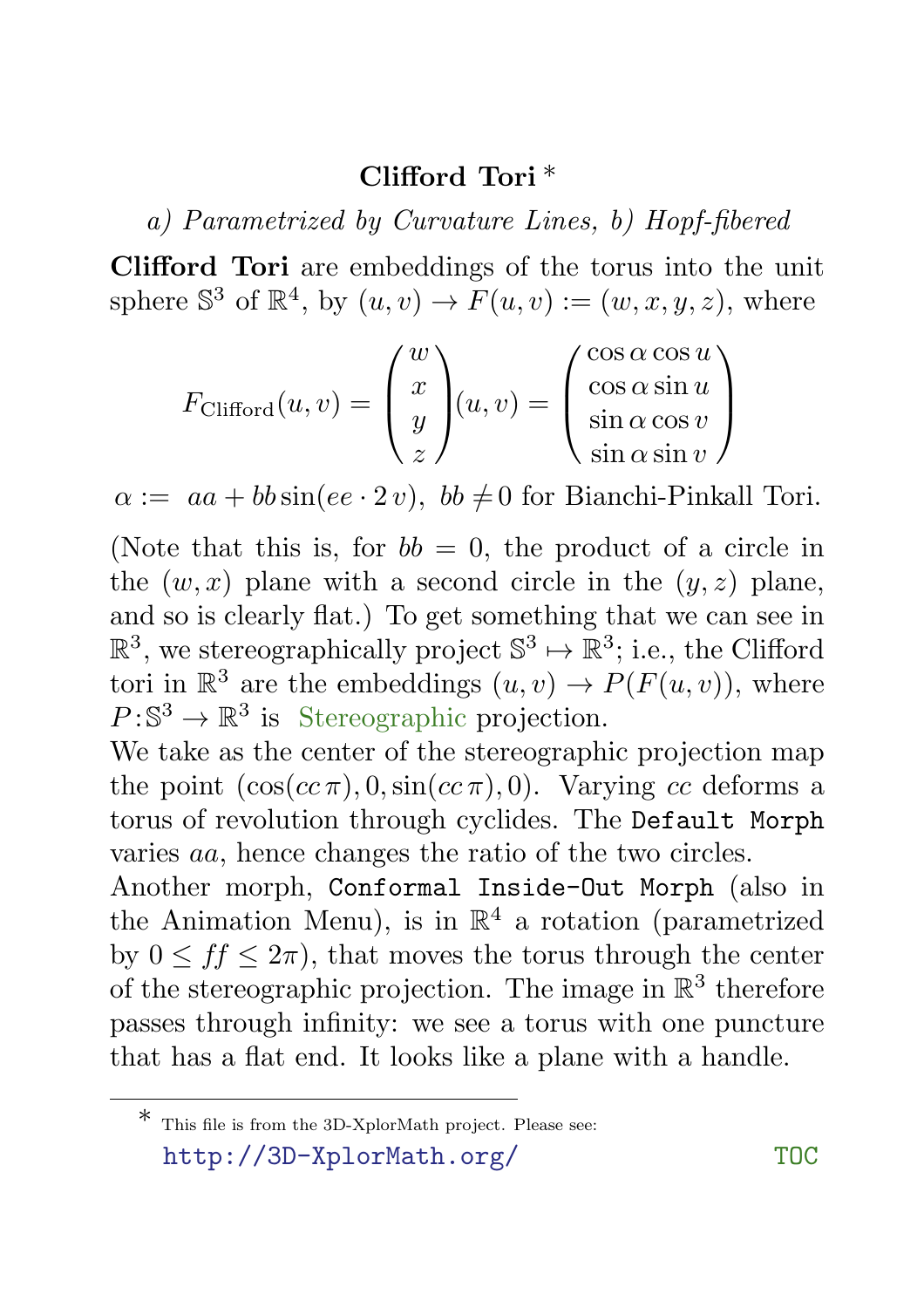# Clifford Tori *

*a) Parametrized by Curvature Lines, b) Hopf-fibered*

**Clifford Tori** are embeddings of the torus into the unit sphere $\mathbb{S}^3$ of $\mathbb{R}^4$, by $(u,v) \to F(u,v) := (w,x,y,z)$, where

$$F_{\text{Clifford}}(u,v) = \begin{pmatrix} w \\ x \\ y \\ z \end{pmatrix}(u,v) = \begin{pmatrix} \cos\alpha\cos u \\ \cos\alpha\sin u \\ \sin\alpha\cos v \\ \sin\alpha\sin v \end{pmatrix}$$

$\alpha := \; aa + bb\sin(ee \cdot 2\,v),\;\; bb \neq 0$ for Bianchi-Pinkall Tori.

(Note that this is, for $bb = 0$, the product of a circle in the $(w,x)$ plane with a second circle in the $(y,z)$ plane, and so is clearly flat.) To get something that we can see in $\mathbb{R}^3$, we stereographically project $\mathbb{S}^3 \mapsto \mathbb{R}^3$; i.e., the Clifford tori in $\mathbb{R}^3$ are the embeddings $(u,v) \to P(F(u,v))$, where $P\colon \mathbb{S}^3 \to \mathbb{R}^3$ is Stereographic projection.

We take as the center of the stereographic projection map the point $(\cos(cc\,\pi), 0, \sin(cc\,\pi), 0)$. Varying $cc$ deforms a torus of revolution through cyclides. The `Default Morph` varies $aa$, hence changes the ratio of the two circles.

Another morph, `Conformal Inside-Out Morph` (also in the Animation Menu), is in $\mathbb{R}^4$ a rotation (parametrized by $0 \leq ff \leq 2\pi$), that moves the torus through the center of the stereographic projection. The image in $\mathbb{R}^3$ therefore passes through infinity: we see a torus with one puncture that has a flat end. It looks like a plane with a handle.

---

* This file is from the 3D-XplorMath project. Please see: http://3D-XplorMath.org/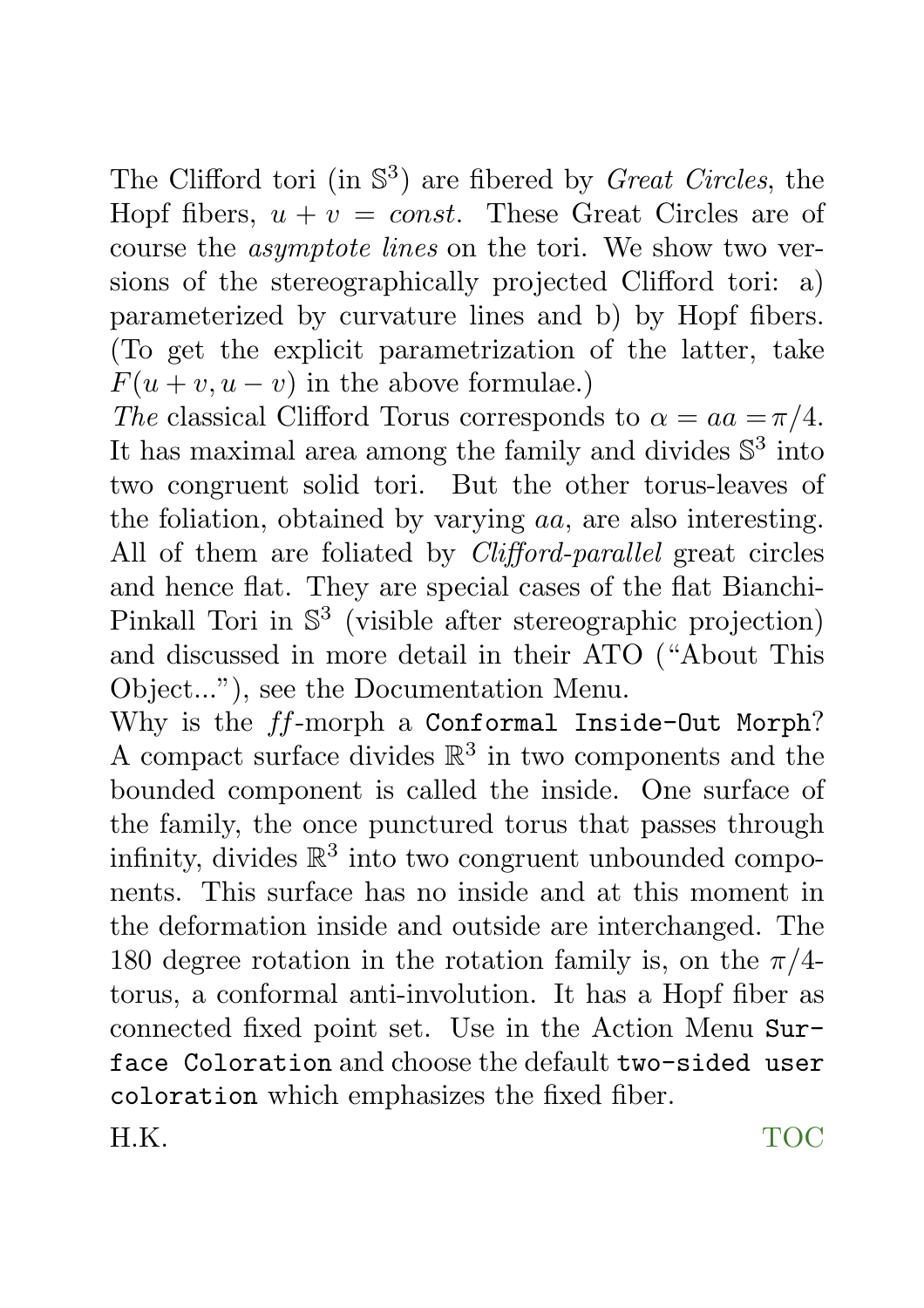The Clifford tori (in $\mathbb{S}^3$) are fibered by *Great Circles*, the Hopf fibers, $u + v = const$. These Great Circles are of course the *asymptote lines* on the tori. We show two versions of the stereographically projected Clifford tori: a) parameterized by curvature lines and b) by Hopf fibers. (To get the explicit parametrization of the latter, take $F(u+v, u-v)$ in the above formulae.)

*The* classical Clifford Torus corresponds to $\alpha = aa = \pi/4$. It has maximal area among the family and divides $\mathbb{S}^3$ into two congruent solid tori. But the other torus-leaves of the foliation, obtained by varying $aa$, are also interesting. All of them are foliated by *Clifford-parallel* great circles and hence flat. They are special cases of the flat Bianchi-Pinkall Tori in $\mathbb{S}^3$ (visible after stereographic projection) and discussed in more detail in their ATO ("About This Object..."), see the Documentation Menu.

Why is the *ff*-morph a `Conformal Inside-Out Morph`? A compact surface divides $\mathbb{R}^3$ in two components and the bounded component is called the inside. One surface of the family, the once punctured torus that passes through infinity, divides $\mathbb{R}^3$ into two congruent unbounded components. This surface has no inside and at this moment in the deformation inside and outside are interchanged. The 180 degree rotation in the rotation family is, on the $\pi/4$-torus, a conformal anti-involution. It has a Hopf fiber as connected fixed point set. Use in the Action Menu `Surface Coloration` and choose the default `two-sided user coloration` which emphasizes the fixed fiber.

H.K. TOC